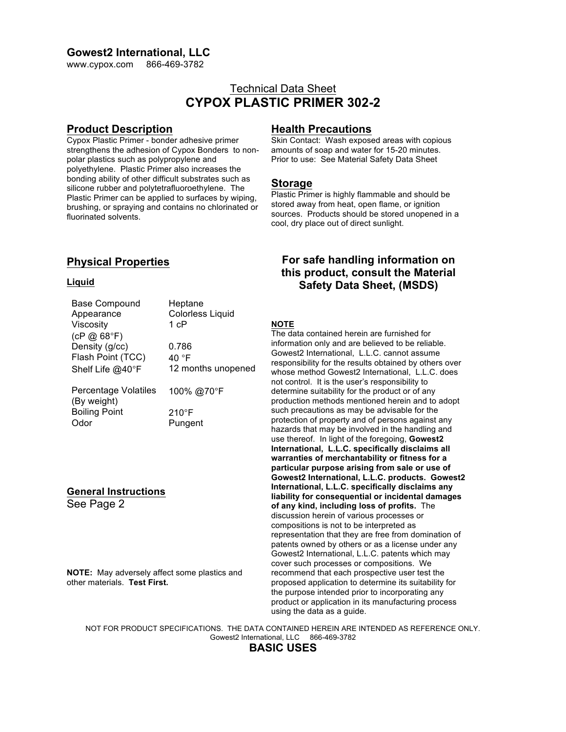**Gowest2 International, LLC**
www.cypox.com 866-469-3782

Technical Data Sheet

# CYPOX PLASTIC PRIMER 302-2

## Product Description

Cypox Plastic Primer - bonder adhesive primer strengthens the adhesion of Cypox Bonders to non-polar plastics such as polypropylene and polyethylene. Plastic Primer also increases the bonding ability of other difficult substrates such as silicone rubber and polytetrafluoroethylene. The Plastic Primer can be applied to surfaces by wiping, brushing, or spraying and contains no chlorinated or fluorinated solvents.

## Health Precautions

Skin Contact: Wash exposed areas with copious amounts of soap and water for 15-20 minutes.
Prior to use: See Material Safety Data Sheet

## Storage

Plastic Primer is highly flammable and should be stored away from heat, open flame, or ignition sources. Products should be stored unopened in a cool, dry place out of direct sunlight.

## Physical Properties

### Liquid

| | |
|---|---|
| Base Compound | Heptane |
| Appearance | Colorless Liquid |
| Viscosity (cP @ 68°F) | 1 cP |
| Density (g/cc) | 0.786 |
| Flash Point (TCC) | 40 °F |
| Shelf Life @40°F | 12 months unopened |
| Percentage Volatiles (By weight) | 100% @70°F |
| Boiling Point | 210°F |
| Odor | Pungent |

## General Instructions

See Page 2

**NOTE:** May adversely affect some plastics and other materials. **Test First.**

### For safe handling information on this product, consult the Material Safety Data Sheet, (MSDS)

**NOTE**

The data contained herein are furnished for information only and are believed to be reliable. Gowest2 International, L.L.C. cannot assume responsibility for the results obtained by others over whose method Gowest2 International, L.L.C. does not control. It is the user's responsibility to determine suitability for the product or of any production methods mentioned herein and to adopt such precautions as may be advisable for the protection of property and of persons against any hazards that may be involved in the handling and use thereof. In light of the foregoing, **Gowest2 International, L.L.C. specifically disclaims all warranties of merchantability or fitness for a particular purpose arising from sale or use of Gowest2 International, L.L.C. products. Gowest2 International, L.L.C. specifically disclaims any liability for consequential or incidental damages of any kind, including loss of profits.** The discussion herein of various processes or compositions is not to be interpreted as representation that they are free from domination of patents owned by others or as a license under any Gowest2 International, L.L.C. patents which may cover such processes or compositions. We recommend that each prospective user test the proposed application to determine its suitability for the purpose intended prior to incorporating any product or application in its manufacturing process using the data as a guide.

NOT FOR PRODUCT SPECIFICATIONS. THE DATA CONTAINED HEREIN ARE INTENDED AS REFERENCE ONLY.
Gowest2 International, LLC 866-469-3782

## BASIC USES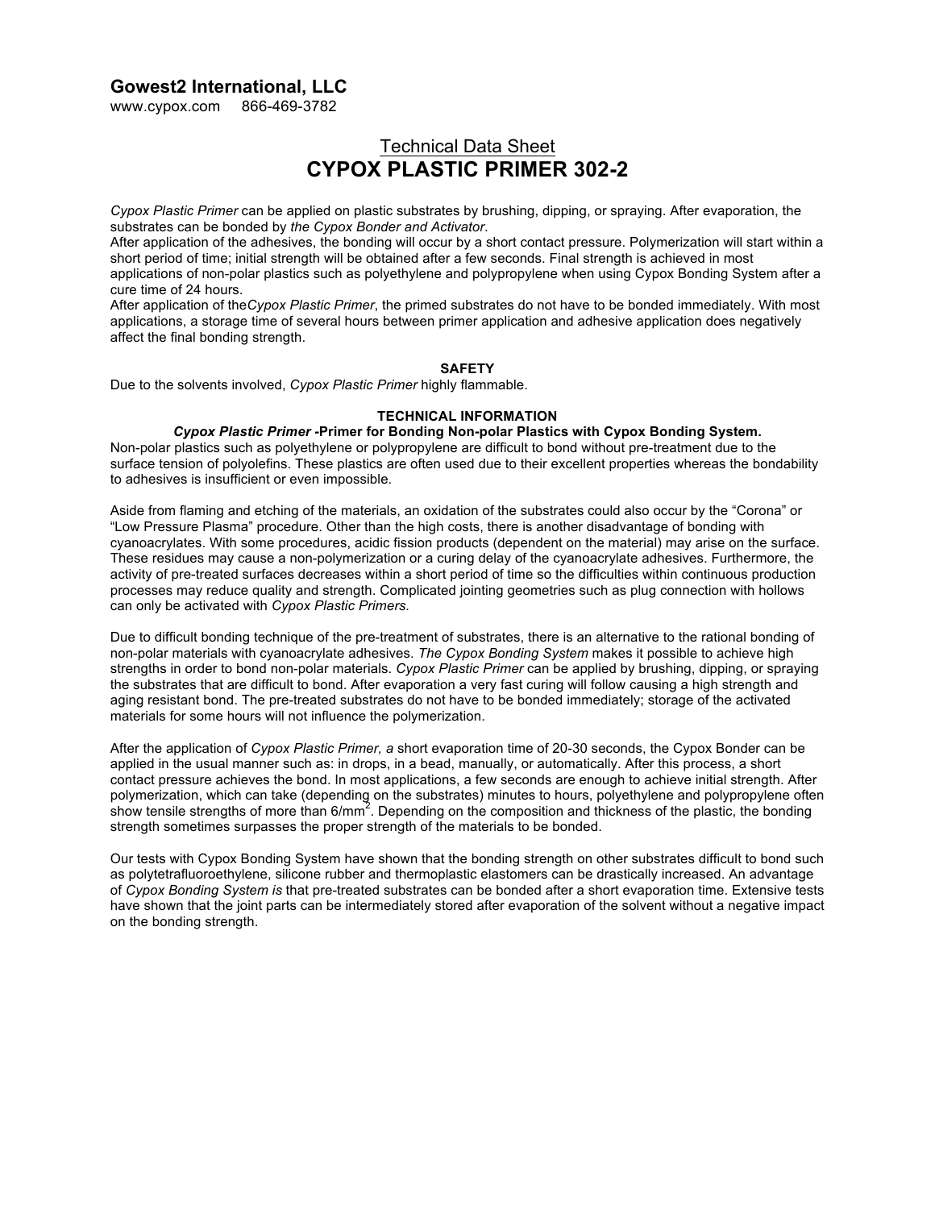**Gowest2 International, LLC**
www.cypox.com 866-469-3782

## Technical Data Sheet
# CYPOX PLASTIC PRIMER 302-2

*Cypox Plastic Primer* can be applied on plastic substrates by brushing, dipping, or spraying. After evaporation, the substrates can be bonded by *the Cypox Bonder and Activator*.
After application of the adhesives, the bonding will occur by a short contact pressure. Polymerization will start within a short period of time; initial strength will be obtained after a few seconds. Final strength is achieved in most applications of non-polar plastics such as polyethylene and polypropylene when using Cypox Bonding System after a cure time of 24 hours.
After application of the*Cypox Plastic Primer*, the primed substrates do not have to be bonded immediately. With most applications, a storage time of several hours between primer application and adhesive application does negatively affect the final bonding strength.

### SAFETY

Due to the solvents involved, *Cypox Plastic Primer* highly flammable.

### TECHNICAL INFORMATION

***Cypox Plastic Primer* -Primer for Bonding Non-polar Plastics with Cypox Bonding System.**

Non-polar plastics such as polyethylene or polypropylene are difficult to bond without pre-treatment due to the surface tension of polyolefins. These plastics are often used due to their excellent properties whereas the bondability to adhesives is insufficient or even impossible.

Aside from flaming and etching of the materials, an oxidation of the substrates could also occur by the "Corona" or "Low Pressure Plasma" procedure. Other than the high costs, there is another disadvantage of bonding with cyanoacrylates. With some procedures, acidic fission products (dependent on the material) may arise on the surface. These residues may cause a non-polymerization or a curing delay of the cyanoacrylate adhesives. Furthermore, the activity of pre-treated surfaces decreases within a short period of time so the difficulties within continuous production processes may reduce quality and strength. Complicated jointing geometries such as plug connection with hollows can only be activated with *Cypox Plastic Primers.*

Due to difficult bonding technique of the pre-treatment of substrates, there is an alternative to the rational bonding of non-polar materials with cyanoacrylate adhesives. *The Cypox Bonding System* makes it possible to achieve high strengths in order to bond non-polar materials. *Cypox Plastic Primer* can be applied by brushing, dipping, or spraying the substrates that are difficult to bond. After evaporation a very fast curing will follow causing a high strength and aging resistant bond. The pre-treated substrates do not have to be bonded immediately; storage of the activated materials for some hours will not influence the polymerization.

After the application of *Cypox Plastic Primer, a* short evaporation time of 20-30 seconds, the Cypox Bonder can be applied in the usual manner such as: in drops, in a bead, manually, or automatically. After this process, a short contact pressure achieves the bond. In most applications, a few seconds are enough to achieve initial strength. After polymerization, which can take (depending on the substrates) minutes to hours, polyethylene and polypropylene often show tensile strengths of more than 6/mm$^2$. Depending on the composition and thickness of the plastic, the bonding strength sometimes surpasses the proper strength of the materials to be bonded.

Our tests with Cypox Bonding System have shown that the bonding strength on other substrates difficult to bond such as polytetrafluoroethylene, silicone rubber and thermoplastic elastomers can be drastically increased. An advantage of *Cypox Bonding System is* that pre-treated substrates can be bonded after a short evaporation time. Extensive tests have shown that the joint parts can be intermediately stored after evaporation of the solvent without a negative impact on the bonding strength.